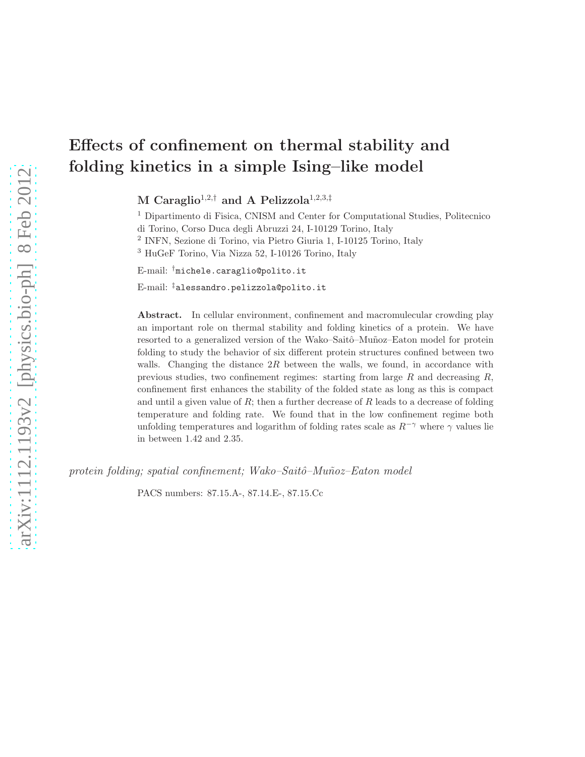# Effects of confinement on thermal stability and folding kinetics in a simple Ising–like model

**M Caraglio**[1,2,†] **and A Pelizzola**[1,2,3,‡]

[1] Dipartimento di Fisica, CNISM and Center for Computational Studies, Politecnico di Torino, Corso Duca degli Abruzzi 24, I-10129 Torino, Italy

[2] INFN, Sezione di Torino, via Pietro Giuria 1, I-10125 Torino, Italy

[3] HuGeF Torino, Via Nizza 52, I-10126 Torino, Italy

E-mail: [†] `michele.caraglio@polito.it`

E-mail: [‡] `alessandro.pelizzola@polito.it`

**Abstract.** In cellular environment, confinement and macromolecular crowding play an important role on thermal stability and folding kinetics of a protein. We have resorted to a generalized version of the Wako–Saitô–Muñoz–Eaton model for protein folding to study the behavior of six different protein structures confined between two walls. Changing the distance $2R$ between the walls, we found, in accordance with previous studies, two confinement regimes: starting from large $R$ and decreasing $R$, confinement first enhances the stability of the folded state as long as this is compact and until a given value of $R$; then a further decrease of $R$ leads to a decrease of folding temperature and folding rate. We found that in the low confinement regime both unfolding temperatures and logarithm of folding rates scale as $R^{-\gamma}$ where $\gamma$ values lie in between 1.42 and 2.35.

*protein folding; spatial confinement; Wako–Saitô–Muñoz–Eaton model*

PACS numbers: 87.15.A-, 87.14.E-, 87.15.Cc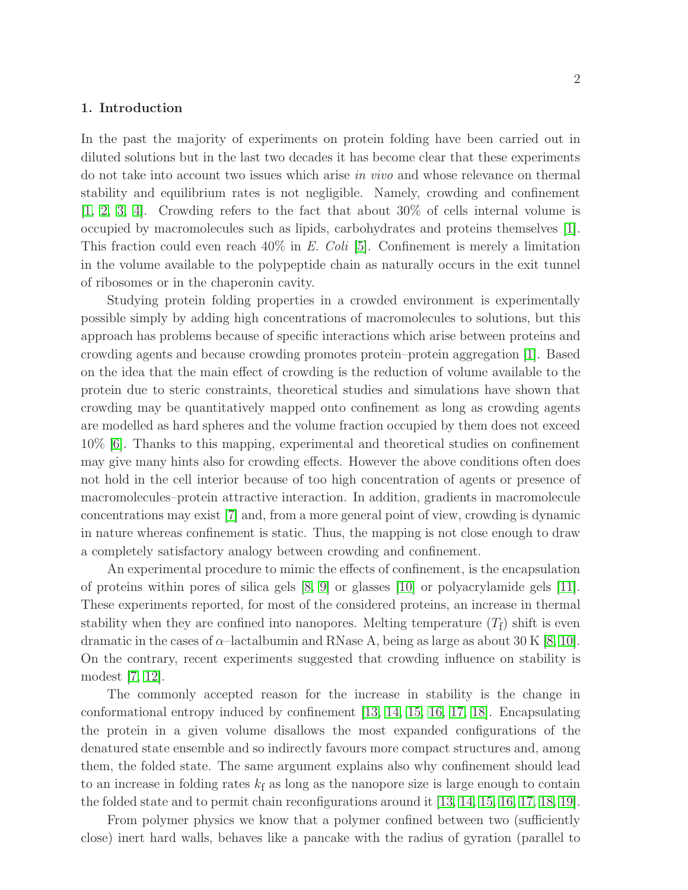## 1. Introduction

In the past the majority of experiments on protein folding have been carried out in diluted solutions but in the last two decades it has become clear that these experiments do not take into account two issues which arise *in vivo* and whose relevance on thermal stability and equilibrium rates is not negligible. Namely, crowding and confinement [1, 2, 3, 4]. Crowding refers to the fact that about 30% of cells internal volume is occupied by macromolecules such as lipids, carbohydrates and proteins themselves [1]. This fraction could even reach 40% in *E. Coli* [5]. Confinement is merely a limitation in the volume available to the polypeptide chain as naturally occurs in the exit tunnel of ribosomes or in the chaperonin cavity.

Studying protein folding properties in a crowded environment is experimentally possible simply by adding high concentrations of macromolecules to solutions, but this approach has problems because of specific interactions which arise between proteins and crowding agents and because crowding promotes protein–protein aggregation [1]. Based on the idea that the main effect of crowding is the reduction of volume available to the protein due to steric constraints, theoretical studies and simulations have shown that crowding may be quantitatively mapped onto confinement as long as crowding agents are modelled as hard spheres and the volume fraction occupied by them does not exceed 10% [6]. Thanks to this mapping, experimental and theoretical studies on confinement may give many hints also for crowding effects. However the above conditions often does not hold in the cell interior because of too high concentration of agents or presence of macromolecules–protein attractive interaction. In addition, gradients in macromolecule concentrations may exist [7] and, from a more general point of view, crowding is dynamic in nature whereas confinement is static. Thus, the mapping is not close enough to draw a completely satisfactory analogy between crowding and confinement.

An experimental procedure to mimic the effects of confinement, is the encapsulation of proteins within pores of silica gels [8, 9] or glasses [10] or polyacrylamide gels [11]. These experiments reported, for most of the considered proteins, an increase in thermal stability when they are confined into nanopores. Melting temperature ($T_{\mathrm{f}}$) shift is even dramatic in the cases of $\alpha$–lactalbumin and RNase A, being as large as about 30 K [8, 10]. On the contrary, recent experiments suggested that crowding influence on stability is modest [7, 12].

The commonly accepted reason for the increase in stability is the change in conformational entropy induced by confinement [13, 14, 15, 16, 17, 18]. Encapsulating the protein in a given volume disallows the most expanded configurations of the denatured state ensemble and so indirectly favours more compact structures and, among them, the folded state. The same argument explains also why confinement should lead to an increase in folding rates $k_{\mathrm{f}}$ as long as the nanopore size is large enough to contain the folded state and to permit chain reconfigurations around it [13, 14, 15, 16, 17, 18, 19].

From polymer physics we know that a polymer confined between two (sufficiently close) inert hard walls, behaves like a pancake with the radius of gyration (parallel to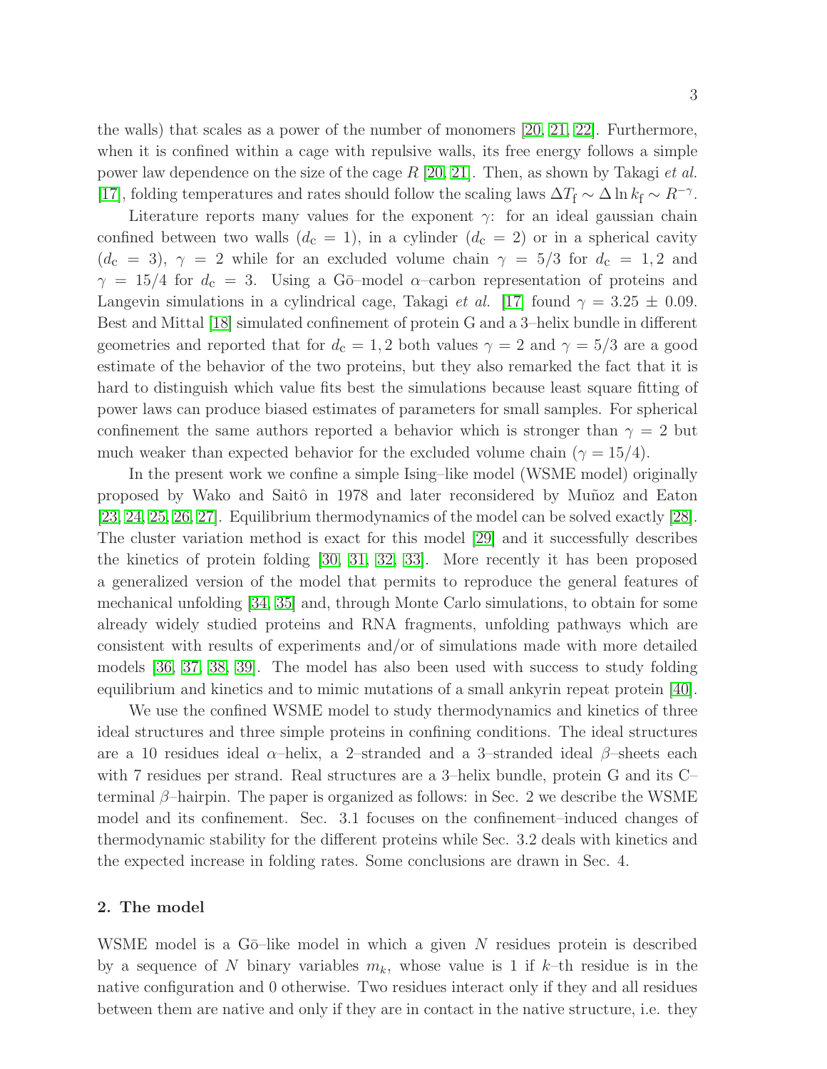the walls) that scales as a power of the number of monomers [20, 21, 22]. Furthermore, when it is confined within a cage with repulsive walls, its free energy follows a simple power law dependence on the size of the cage $R$ [20, 21]. Then, as shown by Takagi *et al.* [17], folding temperatures and rates should follow the scaling laws $\Delta T_{\mathrm{f}} \sim \Delta \ln k_{\mathrm{f}} \sim R^{-\gamma}$.

Literature reports many values for the exponent $\gamma$: for an ideal gaussian chain confined between two walls ($d_{\mathrm{c}} = 1$), in a cylinder ($d_{\mathrm{c}} = 2$) or in a spherical cavity ($d_{\mathrm{c}} = 3$), $\gamma = 2$ while for an excluded volume chain $\gamma = 5/3$ for $d_{\mathrm{c}} = 1, 2$ and $\gamma = 15/4$ for $d_{\mathrm{c}} = 3$. Using a Gō–model $\alpha$–carbon representation of proteins and Langevin simulations in a cylindrical cage, Takagi *et al.* [17] found $\gamma = 3.25 \pm 0.09$. Best and Mittal [18] simulated confinement of protein G and a 3–helix bundle in different geometries and reported that for $d_{\mathrm{c}} = 1, 2$ both values $\gamma = 2$ and $\gamma = 5/3$ are a good estimate of the behavior of the two proteins, but they also remarked the fact that it is hard to distinguish which value fits best the simulations because least square fitting of power laws can produce biased estimates of parameters for small samples. For spherical confinement the same authors reported a behavior which is stronger than $\gamma = 2$ but much weaker than expected behavior for the excluded volume chain ($\gamma = 15/4$).

In the present work we confine a simple Ising–like model (WSME model) originally proposed by Wako and Saitô in 1978 and later reconsidered by Muñoz and Eaton [23, 24, 25, 26, 27]. Equilibrium thermodynamics of the model can be solved exactly [28]. The cluster variation method is exact for this model [29] and it successfully describes the kinetics of protein folding [30, 31, 32, 33]. More recently it has been proposed a generalized version of the model that permits to reproduce the general features of mechanical unfolding [34, 35] and, through Monte Carlo simulations, to obtain for some already widely studied proteins and RNA fragments, unfolding pathways which are consistent with results of experiments and/or of simulations made with more detailed models [36, 37, 38, 39]. The model has also been used with success to study folding equilibrium and kinetics and to mimic mutations of a small ankyrin repeat protein [40].

We use the confined WSME model to study thermodynamics and kinetics of three ideal structures and three simple proteins in confining conditions. The ideal structures are a 10 residues ideal $\alpha$–helix, a 2–stranded and a 3–stranded ideal $\beta$–sheets each with 7 residues per strand. Real structures are a 3–helix bundle, protein G and its C–terminal $\beta$–hairpin. The paper is organized as follows: in Sec. 2 we describe the WSME model and its confinement. Sec. 3.1 focuses on the confinement–induced changes of thermodynamic stability for the different proteins while Sec. 3.2 deals with kinetics and the expected increase in folding rates. Some conclusions are drawn in Sec. 4.

## 2. The model

WSME model is a Gō–like model in which a given $N$ residues protein is described by a sequence of $N$ binary variables $m_k$, whose value is 1 if $k$–th residue is in the native configuration and 0 otherwise. Two residues interact only if they and all residues between them are native and only if they are in contact in the native structure, i.e. they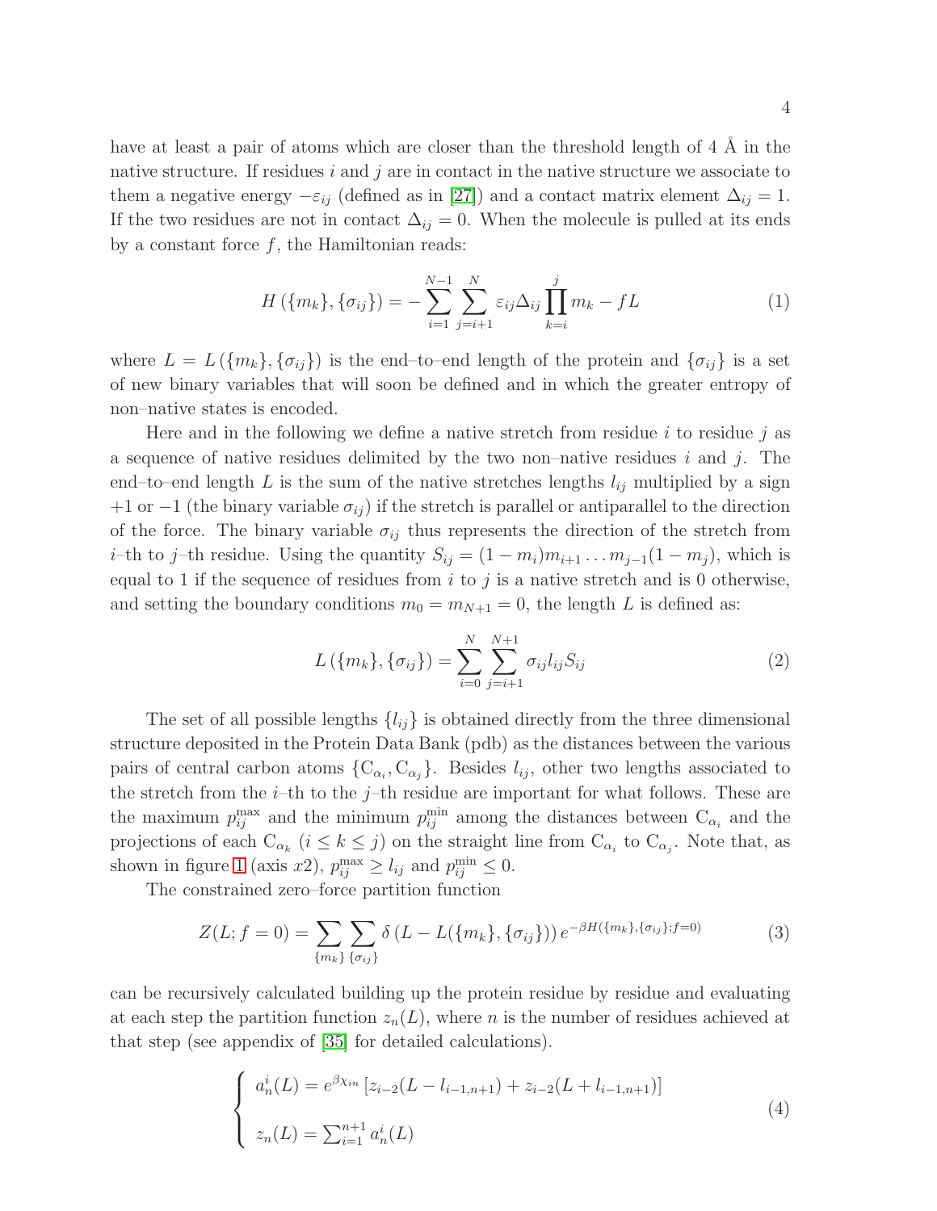have at least a pair of atoms which are closer than the threshold length of 4 Å in the native structure. If residues $i$ and $j$ are in contact in the native structure we associate to them a negative energy $-\varepsilon_{ij}$ (defined as in [27]) and a contact matrix element $\Delta_{ij} = 1$. If the two residues are not in contact $\Delta_{ij} = 0$. When the molecule is pulled at its ends by a constant force $f$, the Hamiltonian reads:

$$H(\{m_k\}, \{\sigma_{ij}\}) = -\sum_{i=1}^{N-1} \sum_{j=i+1}^{N} \varepsilon_{ij} \Delta_{ij} \prod_{k=i}^{j} m_k - fL \tag{1}$$

where $L = L(\{m_k\}, \{\sigma_{ij}\})$ is the end–to–end length of the protein and $\{\sigma_{ij}\}$ is a set of new binary variables that will soon be defined and in which the greater entropy of non–native states is encoded.

Here and in the following we define a native stretch from residue $i$ to residue $j$ as a sequence of native residues delimited by the two non–native residues $i$ and $j$. The end–to–end length $L$ is the sum of the native stretches lengths $l_{ij}$ multiplied by a sign $+1$ or $-1$ (the binary variable $\sigma_{ij}$) if the stretch is parallel or antiparallel to the direction of the force. The binary variable $\sigma_{ij}$ thus represents the direction of the stretch from $i$–th to $j$–th residue. Using the quantity $S_{ij} = (1 - m_i) m_{i+1} \dots m_{j-1} (1 - m_j)$, which is equal to 1 if the sequence of residues from $i$ to $j$ is a native stretch and is 0 otherwise, and setting the boundary conditions $m_0 = m_{N+1} = 0$, the length $L$ is defined as:

$$L(\{m_k\}, \{\sigma_{ij}\}) = \sum_{i=0}^{N} \sum_{j=i+1}^{N+1} \sigma_{ij} l_{ij} S_{ij} \tag{2}$$

The set of all possible lengths $\{l_{ij}\}$ is obtained directly from the three dimensional structure deposited in the Protein Data Bank (pdb) as the distances between the various pairs of central carbon atoms $\{C_{\alpha_i}, C_{\alpha_j}\}$. Besides $l_{ij}$, other two lengths associated to the stretch from the $i$–th to the $j$–th residue are important for what follows. These are the maximum $p_{ij}^{\max}$ and the minimum $p_{ij}^{\min}$ among the distances between $C_{\alpha_i}$ and the projections of each $C_{\alpha_k}$ ($i \le k \le j$) on the straight line from $C_{\alpha_i}$ to $C_{\alpha_j}$. Note that, as shown in figure 1 (axis $x2$), $p_{ij}^{\max} \ge l_{ij}$ and $p_{ij}^{\min} \le 0$.

The constrained zero–force partition function

$$Z(L; f = 0) = \sum_{\{m_k\}} \sum_{\{\sigma_{ij}\}} \delta\left(L - L(\{m_k\}, \{\sigma_{ij}\})\right) e^{-\beta H(\{m_k\}, \{\sigma_{ij}\}; f=0)} \tag{3}$$

can be recursively calculated building up the protein residue by residue and evaluating at each step the partition function $z_n(L)$, where $n$ is the number of residues achieved at that step (see appendix of [35] for detailed calculations).

$$\begin{cases} a_n^i(L) = e^{\beta \chi_{in}} \left[ z_{i-2}(L - l_{i-1,n+1}) + z_{i-2}(L + l_{i-1,n+1}) \right] \\ \\ z_n(L) = \sum_{i=1}^{n+1} a_n^i(L) \end{cases} \tag{4}$$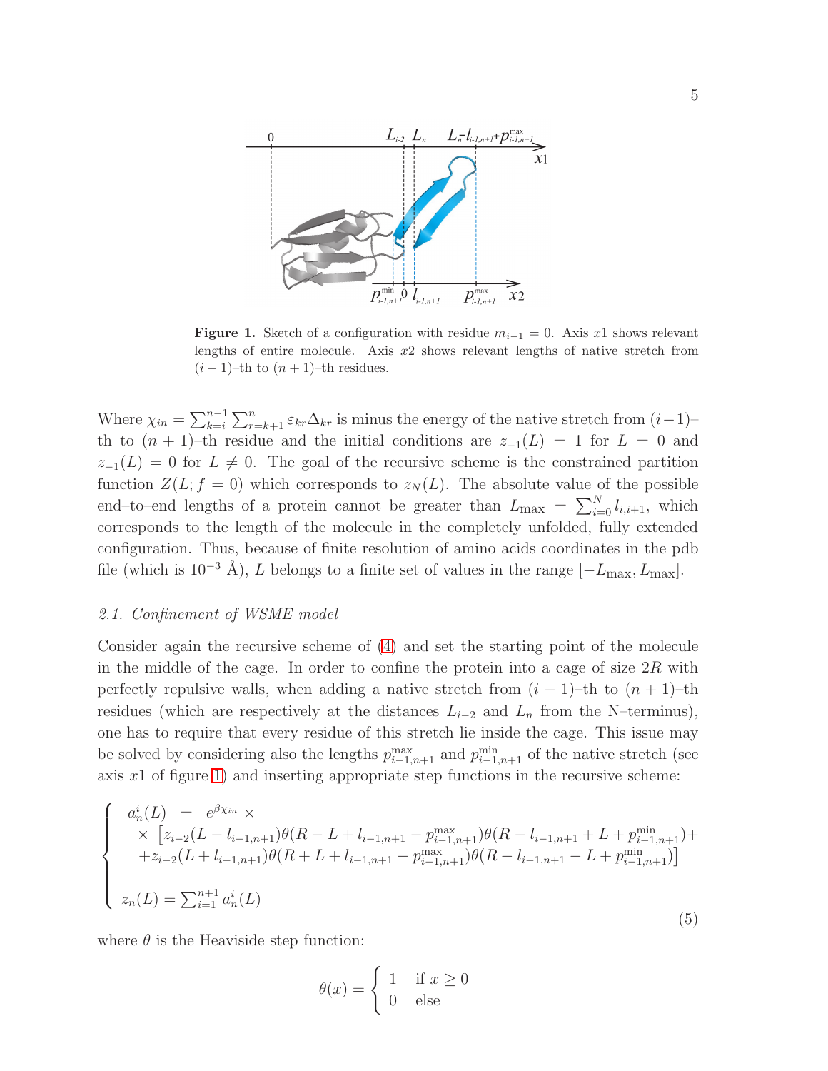**Figure 1.** Sketch of a configuration with residue $m_{i-1} = 0$. Axis $x1$ shows relevant lengths of entire molecule. Axis $x2$ shows relevant lengths of native stretch from $(i-1)$–th to $(n+1)$–th residues.

Where $\chi_{in} = \sum_{k=i}^{n-1} \sum_{r=k+1}^{n} \varepsilon_{kr} \Delta_{kr}$ is minus the energy of the native stretch from $(i-1)$–th to $(n+1)$–th residue and the initial conditions are $z_{-1}(L) = 1$ for $L = 0$ and $z_{-1}(L) = 0$ for $L \neq 0$. The goal of the recursive scheme is the constrained partition function $Z(L; f = 0)$ which corresponds to $z_N(L)$. The absolute value of the possible end–to–end lengths of a protein cannot be greater than $L_{\max} = \sum_{i=0}^{N} l_{i,i+1}$, which corresponds to the length of the molecule in the completely unfolded, fully extended configuration. Thus, because of finite resolution of amino acids coordinates in the pdb file (which is $10^{-3}$ Å), $L$ belongs to a finite set of values in the range $[-L_{\max}, L_{\max}]$.

### 2.1. Confinement of WSME model

Consider again the recursive scheme of (4) and set the starting point of the molecule in the middle of the cage. In order to confine the protein into a cage of size $2R$ with perfectly repulsive walls, when adding a native stretch from $(i-1)$–th to $(n+1)$–th residues (which are respectively at the distances $L_{i-2}$ and $L_n$ from the N–terminus), one has to require that every residue of this stretch lie inside the cage. This issue may be solved by considering also the lengths $p^{\max}_{i-1,n+1}$ and $p^{\min}_{i-1,n+1}$ of the native stretch (see axis $x1$ of figure 1) and inserting appropriate step functions in the recursive scheme:

$$
\left\{
\begin{array}{l}
a_n^i(L) \;=\; e^{\beta\chi_{in}} \times \\
\quad \times \left[ z_{i-2}(L - l_{i-1,n+1})\theta(R - L + l_{i-1,n+1} - p^{\max}_{i-1,n+1})\theta(R - l_{i-1,n+1} + L + p^{\min}_{i-1,n+1}) + \right. \\
\quad \left. + z_{i-2}(L + l_{i-1,n+1})\theta(R + L + l_{i-1,n+1} - p^{\max}_{i-1,n+1})\theta(R - l_{i-1,n+1} - L + p^{\min}_{i-1,n+1}) \right] \\
\\
z_n(L) = \sum_{i=1}^{n+1} a_n^i(L)
\end{array}
\right.
\tag{5}
$$

where $\theta$ is the Heaviside step function:

$$
\theta(x) = \left\{
\begin{array}{ll}
1 & \text{if } x \geq 0 \\
0 & \text{else}
\end{array}
\right.
$$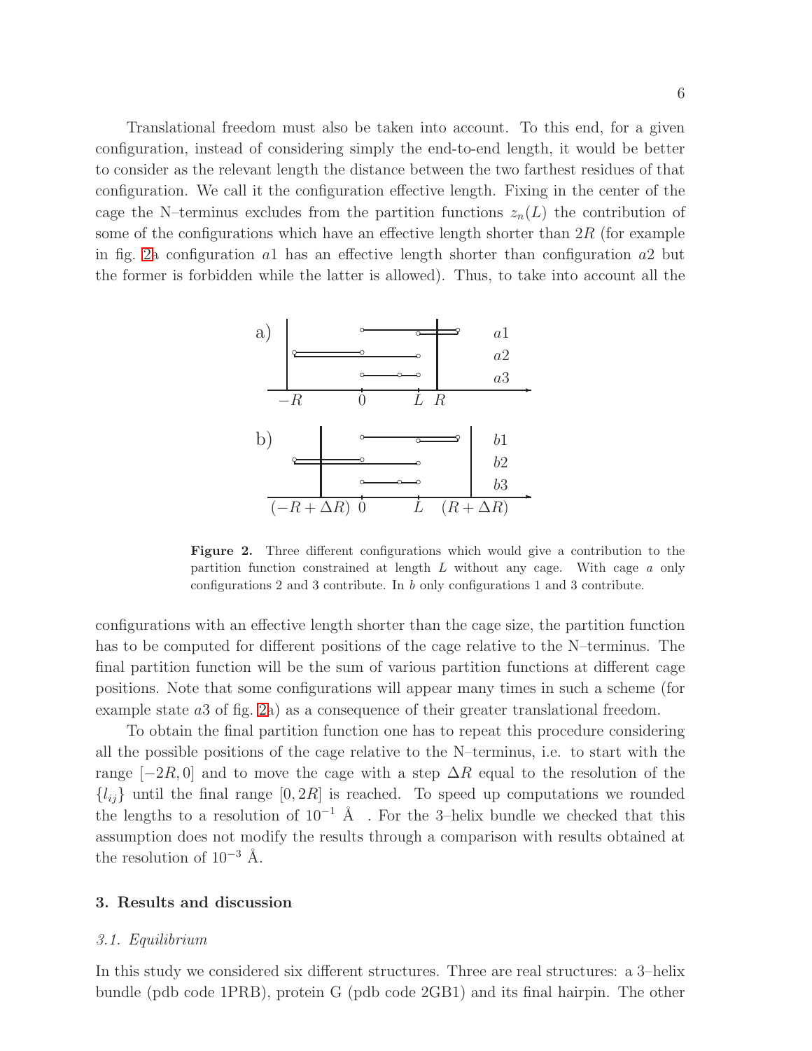Translational freedom must also be taken into account. To this end, for a given configuration, instead of considering simply the end-to-end length, it would be better to consider as the relevant length the distance between the two farthest residues of that configuration. We call it the configuration effective length. Fixing in the center of the cage the N–terminus excludes from the partition functions $z_n(L)$ the contribution of some of the configurations which have an effective length shorter than $2R$ (for example in fig. 2a configuration $a1$ has an effective length shorter than configuration $a2$ but the former is forbidden while the latter is allowed). Thus, to take into account all the configurations with an effective length shorter than the cage size, the partition function has to be computed for different positions of the cage relative to the N–terminus. The final partition function will be the sum of various partition functions at different cage positions. Note that some configurations will appear many times in such a scheme (for example state $a3$ of fig. 2a) as a consequence of their greater translational freedom.

**Figure 2.** Three different configurations which would give a contribution to the partition function constrained at length $L$ without any cage. With cage $a$ only configurations 2 and 3 contribute. In $b$ only configurations 1 and 3 contribute.

To obtain the final partition function one has to repeat this procedure considering all the possible positions of the cage relative to the N–terminus, i.e. to start with the range $[-2R, 0]$ and to move the cage with a step $\Delta R$ equal to the resolution of the $\{l_{ij}\}$ until the final range $[0, 2R]$ is reached. To speed up computations we rounded the lengths to a resolution of $10^{-1}$ Å . For the 3–helix bundle we checked that this assumption does not modify the results through a comparison with results obtained at the resolution of $10^{-3}$ Å.

## 3. Results and discussion

### *3.1. Equilibrium*

In this study we considered six different structures. Three are real structures: a 3–helix bundle (pdb code 1PRB), protein G (pdb code 2GB1) and its final hairpin. The other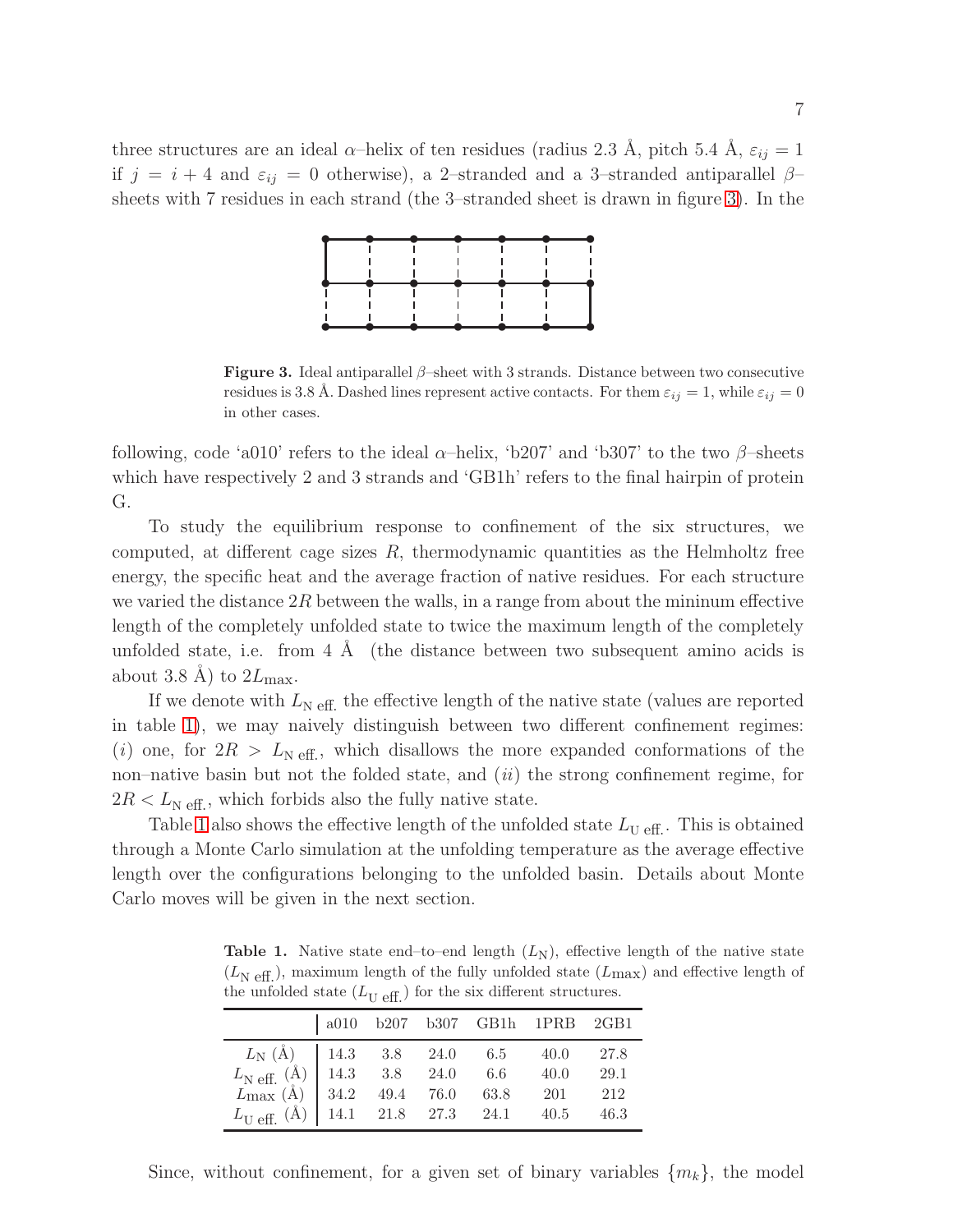three structures are an ideal $\alpha$–helix of ten residues (radius 2.3 Å, pitch 5.4 Å, $\varepsilon_{ij} = 1$ if $j = i + 4$ and $\varepsilon_{ij} = 0$ otherwise), a 2–stranded and a 3–stranded antiparallel $\beta$–sheets with 7 residues in each strand (the 3–stranded sheet is drawn in figure 3). In the

**Figure 3.** Ideal antiparallel $\beta$–sheet with 3 strands. Distance between two consecutive residues is 3.8 Å. Dashed lines represent active contacts. For them $\varepsilon_{ij} = 1$, while $\varepsilon_{ij} = 0$ in other cases.

following, code 'a010' refers to the ideal $\alpha$–helix, 'b207' and 'b307' to the two $\beta$–sheets which have respectively 2 and 3 strands and 'GB1h' refers to the final hairpin of protein G.

To study the equilibrium response to confinement of the six structures, we computed, at different cage sizes $R$, thermodynamic quantities as the Helmholtz free energy, the specific heat and the average fraction of native residues. For each structure we varied the distance $2R$ between the walls, in a range from about the mininum effective length of the completely unfolded state to twice the maximum length of the completely unfolded state, i.e. from 4 Å (the distance between two subsequent amino acids is about 3.8 Å) to $2L_{\text{max}}$.

If we denote with $L_{\text{N eff.}}$ the effective length of the native state (values are reported in table 1), we may naively distinguish between two different confinement regimes: $(i)$ one, for $2R > L_{\text{N eff.}}$, which disallows the more expanded conformations of the non–native basin but not the folded state, and $(ii)$ the strong confinement regime, for $2R < L_{\text{N eff.}}$, which forbids also the fully native state.

Table 1 also shows the effective length of the unfolded state $L_{\text{U eff.}}$. This is obtained through a Monte Carlo simulation at the unfolding temperature as the average effective length over the configurations belonging to the unfolded basin. Details about Monte Carlo moves will be given in the next section.

**Table 1.** Native state end–to–end length ($L_{\text{N}}$), effective length of the native state ($L_{\text{N eff.}}$), maximum length of the fully unfolded state ($L_{\text{max}}$) and effective length of the unfolded state ($L_{\text{U eff.}}$) for the six different structures.

| | a010 | b207 | b307 | GB1h | 1PRB | 2GB1 |
|---|---|---|---|---|---|---|
| $L_{\text{N}}$ (Å) | 14.3 | 3.8 | 24.0 | 6.5 | 40.0 | 27.8 |
| $L_{\text{N eff.}}$ (Å) | 14.3 | 3.8 | 24.0 | 6.6 | 40.0 | 29.1 |
| $L_{\text{max}}$ (Å) | 34.2 | 49.4 | 76.0 | 63.8 | 201 | 212 |
| $L_{\text{U eff.}}$ (Å) | 14.1 | 21.8 | 27.3 | 24.1 | 40.5 | 46.3 |

Since, without confinement, for a given set of binary variables $\{m_k\}$, the model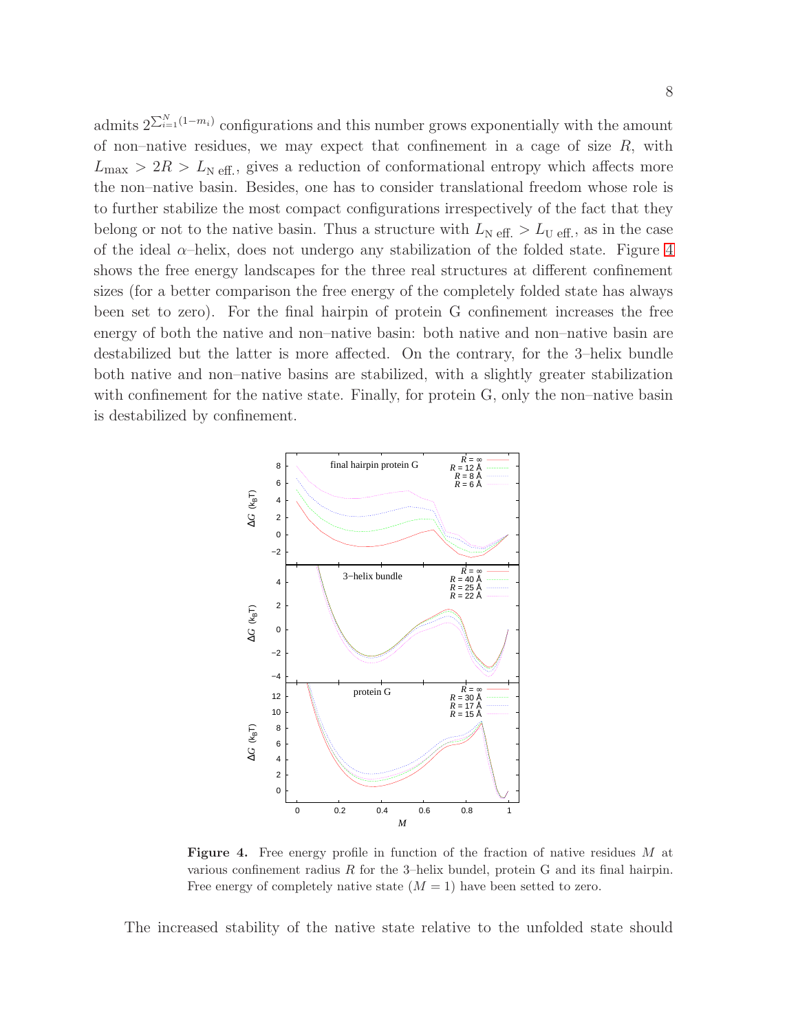admits $2^{\sum_{i=1}^{N}(1-m_i)}$ configurations and this number grows exponentially with the amount of non–native residues, we may expect that confinement in a cage of size $R$, with $L_{\max} > 2R > L_{\mathrm{N\ eff.}}$, gives a reduction of conformational entropy which affects more the non–native basin. Besides, one has to consider translational freedom whose role is to further stabilize the most compact configurations irrespectively of the fact that they belong or not to the native basin. Thus a structure with $L_{\mathrm{N\ eff.}} > L_{\mathrm{U\ eff.}}$, as in the case of the ideal $\alpha$–helix, does not undergo any stabilization of the folded state. Figure 4 shows the free energy landscapes for the three real structures at different confinement sizes (for a better comparison the free energy of the completely folded state has always been set to zero). For the final hairpin of protein G confinement increases the free energy of both the native and non–native basin: both native and non–native basin are destabilized but the latter is more affected. On the contrary, for the 3–helix bundle both native and non–native basins are stabilized, with a slightly greater stabilization with confinement for the native state. Finally, for protein G, only the non–native basin is destabilized by confinement.

**Figure 4.** Free energy profile in function of the fraction of native residues $M$ at various confinement radius $R$ for the 3–helix bundel, protein G and its final hairpin. Free energy of completely native state ($M = 1$) have been setted to zero.

The increased stability of the native state relative to the unfolded state should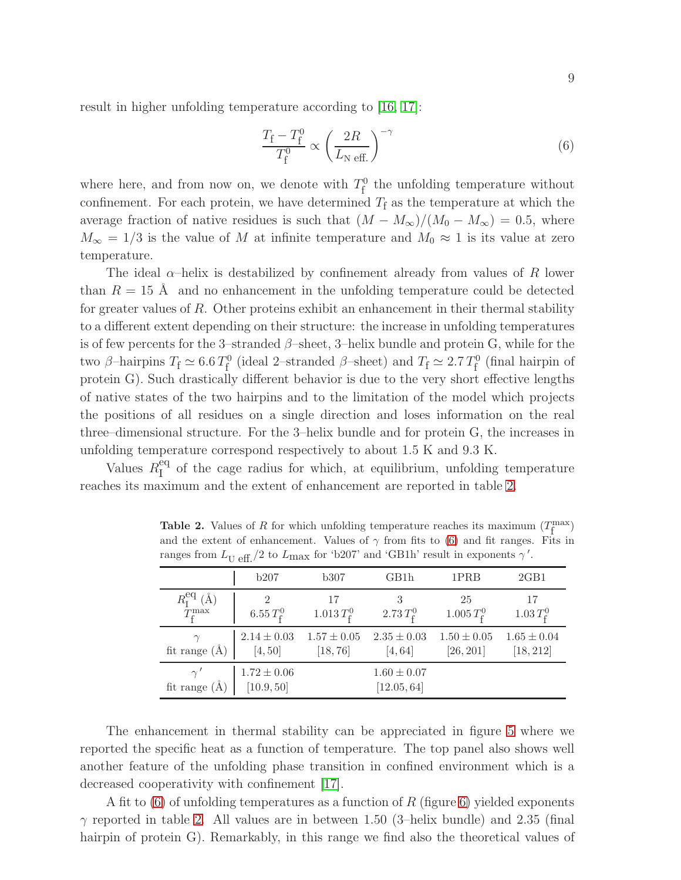result in higher unfolding temperature according to [16, 17]:

$$\frac{T_\mathrm{f} - T_\mathrm{f}^0}{T_\mathrm{f}^0} \propto \left(\frac{2R}{L_\mathrm{N\ eff.}}\right)^{-\gamma} \tag{6}$$

where here, and from now on, we denote with $T_\mathrm{f}^0$ the unfolding temperature without confinement. For each protein, we have determined $T_\mathrm{f}$ as the temperature at which the average fraction of native residues is such that $(M - M_\infty)/(M_0 - M_\infty) = 0.5$, where $M_\infty = 1/3$ is the value of $M$ at infinite temperature and $M_0 \approx 1$ is its value at zero temperature.

The ideal $\alpha$–helix is destabilized by confinement already from values of $R$ lower than $R = 15$ Å and no enhancement in the unfolding temperature could be detected for greater values of $R$. Other proteins exhibit an enhancement in their thermal stability to a different extent depending on their structure: the increase in unfolding temperatures is of few percents for the 3–stranded $\beta$–sheet, 3–helix bundle and protein G, while for the two $\beta$–hairpins $T_\mathrm{f} \simeq 6.6\, T_\mathrm{f}^0$ (ideal 2–stranded $\beta$–sheet) and $T_\mathrm{f} \simeq 2.7\, T_\mathrm{f}^0$ (final hairpin of protein G). Such drastically different behavior is due to the very short effective lengths of native states of the two hairpins and to the limitation of the model which projects the positions of all residues on a single direction and loses information on the real three–dimensional structure. For the 3–helix bundle and for protein G, the increases in unfolding temperature correspond respectively to about 1.5 K and 9.3 K.

Values $R_\mathrm{I}^\mathrm{eq}$ of the cage radius for which, at equilibrium, unfolding temperature reaches its maximum and the extent of enhancement are reported in table 2.

**Table 2.** Values of $R$ for which unfolding temperature reaches its maximum ($T_\mathrm{f}^\mathrm{max}$) and the extent of enhancement. Values of $\gamma$ from fits to (6) and fit ranges. Fits in ranges from $L_\mathrm{U\ eff.}/2$ to $L_\mathrm{max}$ for 'b207' and 'GB1h' result in exponents $\gamma'$.

| | b207 | b307 | GB1h | 1PRB | 2GB1 |
|---|---|---|---|---|---|
| $R_\mathrm{I}^\mathrm{eq}$ (Å) | 2 | 17 | 3 | 25 | 17 |
| $T_\mathrm{f}^\mathrm{max}$ | $6.55\, T_\mathrm{f}^0$ | $1.013\, T_\mathrm{f}^0$ | $2.73\, T_\mathrm{f}^0$ | $1.005\, T_\mathrm{f}^0$ | $1.03\, T_\mathrm{f}^0$ |
| $\gamma$ | $2.14 \pm 0.03$ | $1.57 \pm 0.05$ | $2.35 \pm 0.03$ | $1.50 \pm 0.05$ | $1.65 \pm 0.04$ |
| fit range (Å) | $[4, 50]$ | $[18, 76]$ | $[4, 64]$ | $[26, 201]$ | $[18, 212]$ |
| $\gamma'$ | $1.72 \pm 0.06$ | | $1.60 \pm 0.07$ | | |
| fit range (Å) | $[10.9, 50]$ | | $[12.05, 64]$ | | |

The enhancement in thermal stability can be appreciated in figure 5 where we reported the specific heat as a function of temperature. The top panel also shows well another feature of the unfolding phase transition in confined environment which is a decreased cooperativity with confinement [17].

A fit to (6) of unfolding temperatures as a function of $R$ (figure 6) yielded exponents $\gamma$ reported in table 2. All values are in between 1.50 (3–helix bundle) and 2.35 (final hairpin of protein G). Remarkably, in this range we find also the theoretical values of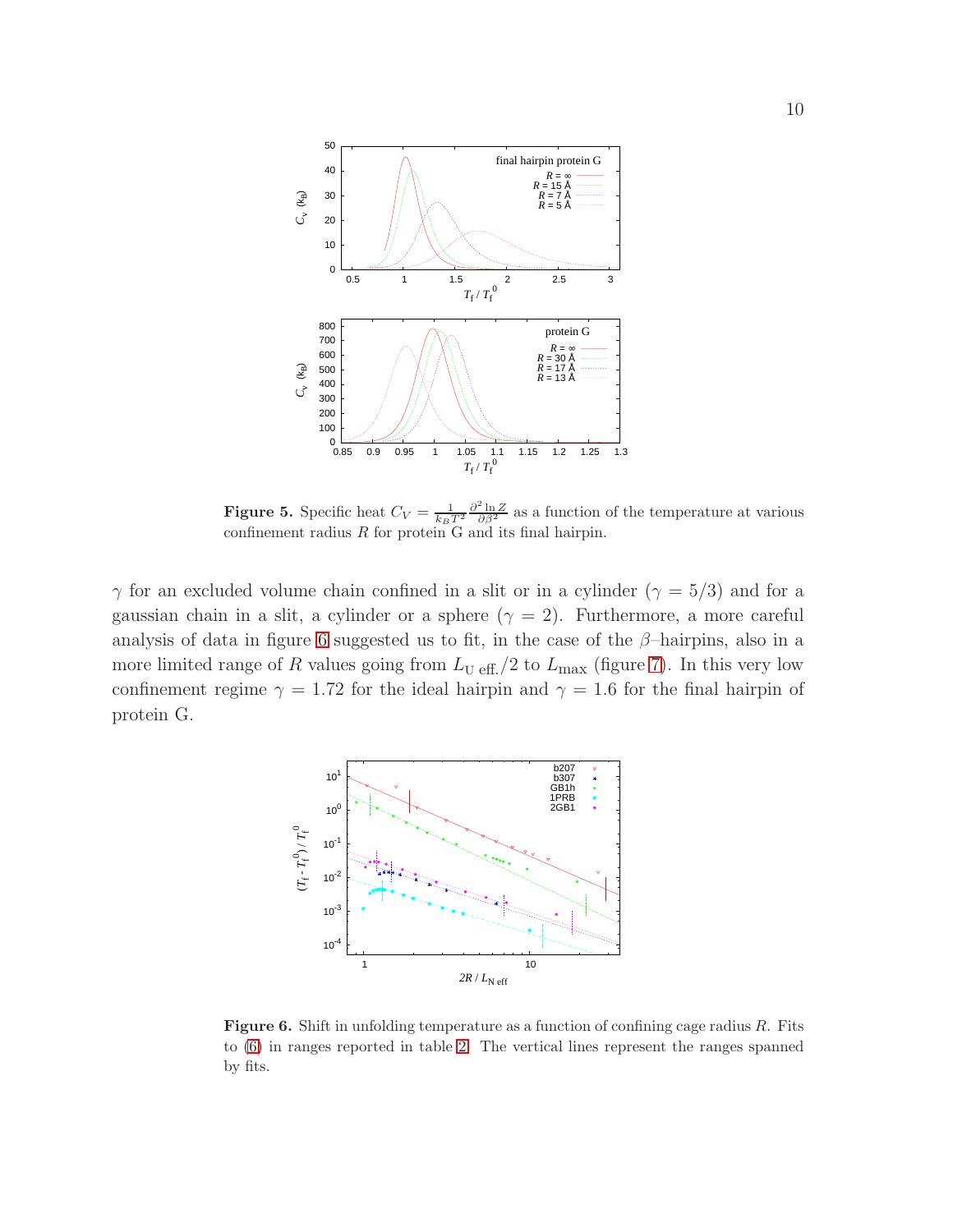**Figure 5.** Specific heat $C_V = \frac{1}{k_B T^2} \frac{\partial^2 \ln Z}{\partial \beta^2}$ as a function of the temperature at various confinement radius $R$ for protein G and its final hairpin.

$\gamma$ for an excluded volume chain confined in a slit or in a cylinder ($\gamma = 5/3$) and for a gaussian chain in a slit, a cylinder or a sphere ($\gamma = 2$). Furthermore, a more careful analysis of data in figure 6 suggested us to fit, in the case of the $\beta$–hairpins, also in a more limited range of $R$ values going from $L_{\mathrm{U\ eff.}}/2$ to $L_{\mathrm{max}}$ (figure 7). In this very low confinement regime $\gamma = 1.72$ for the ideal hairpin and $\gamma = 1.6$ for the final hairpin of protein G.

**Figure 6.** Shift in unfolding temperature as a function of confining cage radius $R$. Fits to (6) in ranges reported in table 2. The vertical lines represent the ranges spanned by fits.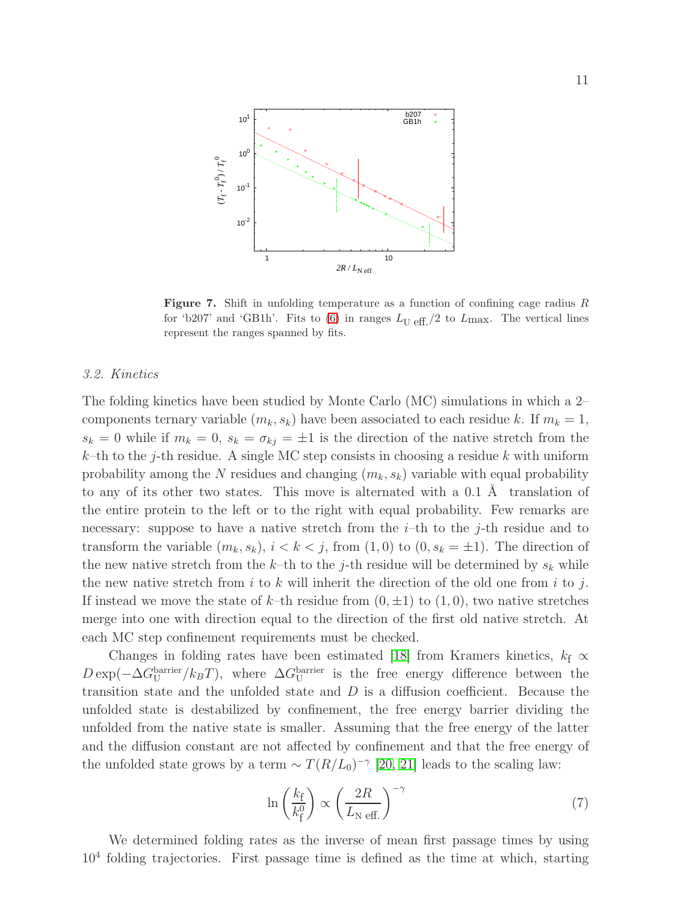**Figure 7.** Shift in unfolding temperature as a function of confining cage radius $R$ for 'b207' and 'GB1h'. Fits to (6) in ranges $L_{\mathrm{U\ eff.}}/2$ to $L_{\max}$. The vertical lines represent the ranges spanned by fits.

### 3.2. Kinetics

The folding kinetics have been studied by Monte Carlo (MC) simulations in which a 2–components ternary variable $(m_k, s_k)$ have been associated to each residue $k$. If $m_k = 1$, $s_k = 0$ while if $m_k = 0$, $s_k = \sigma_{kj} = \pm 1$ is the direction of the native stretch from the $k$–th to the $j$-th residue. A single MC step consists in choosing a residue $k$ with uniform probability among the $N$ residues and changing $(m_k, s_k)$ variable with equal probability to any of its other two states. This move is alternated with a 0.1 Å translation of the entire protein to the left or to the right with equal probability. Few remarks are necessary: suppose to have a native stretch from the $i$–th to the $j$-th residue and to transform the variable $(m_k, s_k)$, $i < k < j$, from $(1, 0)$ to $(0, s_k = \pm 1)$. The direction of the new native stretch from the $k$–th to the $j$-th residue will be determined by $s_k$ while the new native stretch from $i$ to $k$ will inherit the direction of the old one from $i$ to $j$. If instead we move the state of $k$–th residue from $(0, \pm 1)$ to $(1, 0)$, two native stretches merge into one with direction equal to the direction of the first old native stretch. At each MC step confinement requirements must be checked.

Changes in folding rates have been estimated [18] from Kramers kinetics, $k_{\mathrm{f}} \propto D \exp(-\Delta G_{\mathrm{U}}^{\mathrm{barrier}}/k_B T)$, where $\Delta G_{\mathrm{U}}^{\mathrm{barrier}}$ is the free energy difference between the transition state and the unfolded state and $D$ is a diffusion coefficient. Because the unfolded state is destabilized by confinement, the free energy barrier dividing the unfolded from the native state is smaller. Assuming that the free energy of the latter and the diffusion constant are not affected by confinement and that the free energy of the unfolded state grows by a term $\sim T(R/L_0)^{-\gamma}$ [20, 21] leads to the scaling law:

$$\ln\left(\frac{k_{\mathrm{f}}}{k_{\mathrm{f}}^0}\right) \propto \left(\frac{2R}{L_{\mathrm{N\ eff.}}}\right)^{-\gamma} \tag{7}$$

We determined folding rates as the inverse of mean first passage times by using $10^4$ folding trajectories. First passage time is defined as the time at which, starting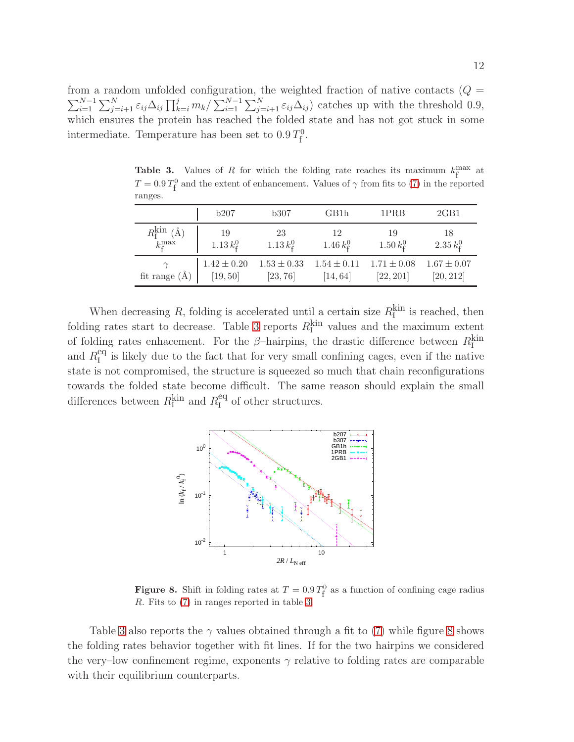from a random unfolded configuration, the weighted fraction of native contacts ($Q = \sum_{i=1}^{N-1}\sum_{j=i+1}^{N}\varepsilon_{ij}\Delta_{ij}\prod_{k=i}^{j}m_k / \sum_{i=1}^{N-1}\sum_{j=i+1}^{N}\varepsilon_{ij}\Delta_{ij}$) catches up with the threshold 0.9, which ensures the protein has reached the folded state and has not got stuck in some intermediate. Temperature has been set to $0.9\,T_{\rm f}^0$.

**Table 3.** Values of $R$ for which the folding rate reaches its maximum $k_{\rm f}^{\rm max}$ at $T = 0.9\,T_{\rm f}^0$ and the extent of enhancement. Values of $\gamma$ from fits to (7) in the reported ranges.

| | b207 | b307 | GB1h | 1PRB | 2GB1 |
|---|---|---|---|---|---|
| $R_{\rm I}^{\rm kin}$ (Å) | 19 | 23 | 12 | 19 | 18 |
| $k_{\rm f}^{\rm max}$ | $1.13\,k_{\rm f}^0$ | $1.13\,k_{\rm f}^0$ | $1.46\,k_{\rm f}^0$ | $1.50\,k_{\rm f}^0$ | $2.35\,k_{\rm f}^0$ |
| $\gamma$ | $1.42 \pm 0.20$ | $1.53 \pm 0.33$ | $1.54 \pm 0.11$ | $1.71 \pm 0.08$ | $1.67 \pm 0.07$ |
| fit range (Å) | $[19, 50]$ | $[23, 76]$ | $[14, 64]$ | $[22, 201]$ | $[20, 212]$ |

When decreasing $R$, folding is accelerated until a certain size $R_{\rm I}^{\rm kin}$ is reached, then folding rates start to decrease. Table 3 reports $R_{\rm I}^{\rm kin}$ values and the maximum extent of folding rates enhacement. For the $\beta$–hairpins, the drastic difference between $R_{\rm I}^{\rm kin}$ and $R_{\rm I}^{\rm eq}$ is likely due to the fact that for very small confining cages, even if the native state is not compromised, the structure is squeezed so much that chain reconfigurations towards the folded state become difficult. The same reason should explain the small differences between $R_{\rm I}^{\rm kin}$ and $R_{\rm I}^{\rm eq}$ of other structures.

**Figure 8.** Shift in folding rates at $T = 0.9\,T_{\rm f}^0$ as a function of confining cage radius $R$. Fits to (7) in ranges reported in table 3.

Table 3 also reports the $\gamma$ values obtained through a fit to (7) while figure 8 shows the folding rates behavior together with fit lines. If for the two hairpins we considered the very–low confinement regime, exponents $\gamma$ relative to folding rates are comparable with their equilibrium counterparts.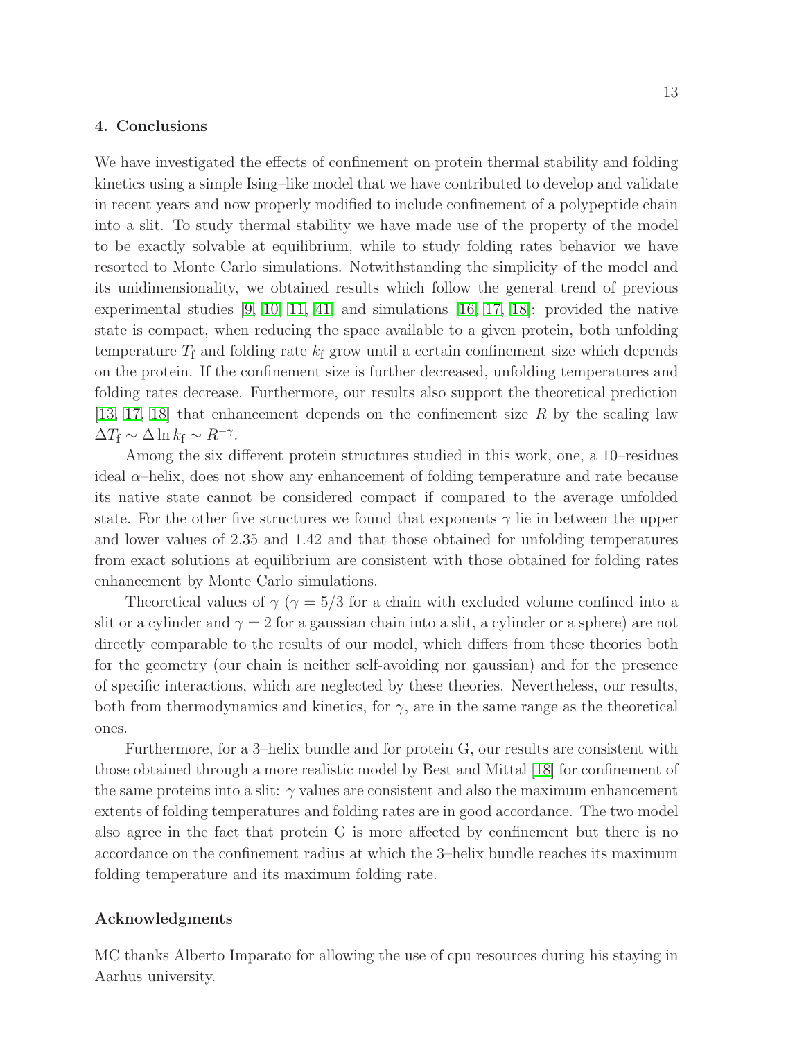## 4. Conclusions

We have investigated the effects of confinement on protein thermal stability and folding kinetics using a simple Ising–like model that we have contributed to develop and validate in recent years and now properly modified to include confinement of a polypeptide chain into a slit. To study thermal stability we have made use of the property of the model to be exactly solvable at equilibrium, while to study folding rates behavior we have resorted to Monte Carlo simulations. Notwithstanding the simplicity of the model and its unidimensionality, we obtained results which follow the general trend of previous experimental studies [9, 10, 11, 41] and simulations [16, 17, 18]: provided the native state is compact, when reducing the space available to a given protein, both unfolding temperature $T_{\mathrm{f}}$ and folding rate $k_{\mathrm{f}}$ grow until a certain confinement size which depends on the protein. If the confinement size is further decreased, unfolding temperatures and folding rates decrease. Furthermore, our results also support the theoretical prediction [13, 17, 18] that enhancement depends on the confinement size $R$ by the scaling law $\Delta T_{\mathrm{f}} \sim \Delta \ln k_{\mathrm{f}} \sim R^{-\gamma}$.

Among the six different protein structures studied in this work, one, a 10–residues ideal $\alpha$–helix, does not show any enhancement of folding temperature and rate because its native state cannot be considered compact if compared to the average unfolded state. For the other five structures we found that exponents $\gamma$ lie in between the upper and lower values of 2.35 and 1.42 and that those obtained for unfolding temperatures from exact solutions at equilibrium are consistent with those obtained for folding rates enhancement by Monte Carlo simulations.

Theoretical values of $\gamma$ ($\gamma = 5/3$ for a chain with excluded volume confined into a slit or a cylinder and $\gamma = 2$ for a gaussian chain into a slit, a cylinder or a sphere) are not directly comparable to the results of our model, which differs from these theories both for the geometry (our chain is neither self-avoiding nor gaussian) and for the presence of specific interactions, which are neglected by these theories. Nevertheless, our results, both from thermodynamics and kinetics, for $\gamma$, are in the same range as the theoretical ones.

Furthermore, for a 3–helix bundle and for protein G, our results are consistent with those obtained through a more realistic model by Best and Mittal [18] for confinement of the same proteins into a slit: $\gamma$ values are consistent and also the maximum enhancement extents of folding temperatures and folding rates are in good accordance. The two model also agree in the fact that protein G is more affected by confinement but there is no accordance on the confinement radius at which the 3–helix bundle reaches its maximum folding temperature and its maximum folding rate.

### Acknowledgments

MC thanks Alberto Imparato for allowing the use of cpu resources during his staying in Aarhus university.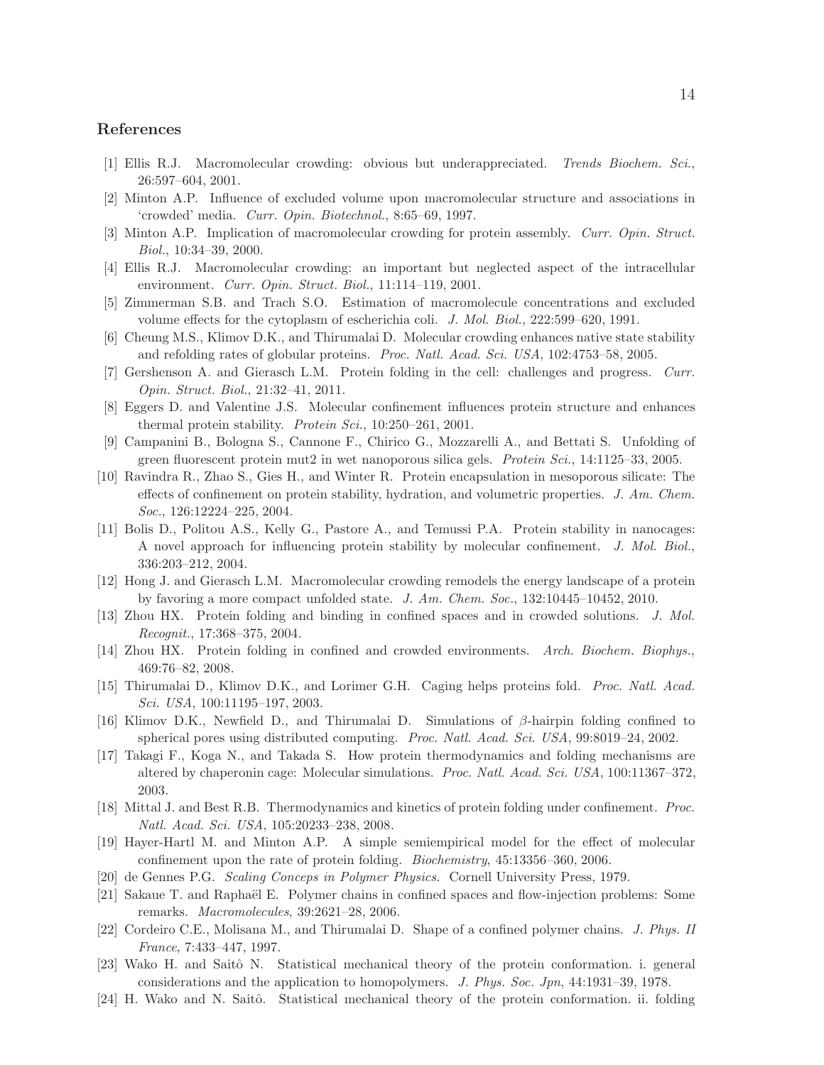## References

[1] Ellis R.J. Macromolecular crowding: obvious but underappreciated. *Trends Biochem. Sci.*, 26:597–604, 2001.

[2] Minton A.P. Influence of excluded volume upon macromolecular structure and associations in 'crowded' media. *Curr. Opin. Biotechnol.*, 8:65–69, 1997.

[3] Minton A.P. Implication of macromolecular crowding for protein assembly. *Curr. Opin. Struct. Biol.*, 10:34–39, 2000.

[4] Ellis R.J. Macromolecular crowding: an important but neglected aspect of the intracellular environment. *Curr. Opin. Struct. Biol.*, 11:114–119, 2001.

[5] Zimmerman S.B. and Trach S.O. Estimation of macromolecule concentrations and excluded volume effects for the cytoplasm of escherichia coli. *J. Mol. Biol.*, 222:599–620, 1991.

[6] Cheung M.S., Klimov D.K., and Thirumalai D. Molecular crowding enhances native state stability and refolding rates of globular proteins. *Proc. Natl. Acad. Sci. USA*, 102:4753–58, 2005.

[7] Gershenson A. and Gierasch L.M. Protein folding in the cell: challenges and progress. *Curr. Opin. Struct. Biol.*, 21:32–41, 2011.

[8] Eggers D. and Valentine J.S. Molecular confinement influences protein structure and enhances thermal protein stability. *Protein Sci.*, 10:250–261, 2001.

[9] Campanini B., Bologna S., Cannone F., Chirico G., Mozzarelli A., and Bettati S. Unfolding of green fluorescent protein mut2 in wet nanoporous silica gels. *Protein Sci.*, 14:1125–33, 2005.

[10] Ravindra R., Zhao S., Gies H., and Winter R. Protein encapsulation in mesoporous silicate: The effects of confinement on protein stability, hydration, and volumetric properties. *J. Am. Chem. Soc.*, 126:12224–225, 2004.

[11] Bolis D., Politou A.S., Kelly G., Pastore A., and Temussi P.A. Protein stability in nanocages: A novel approach for influencing protein stability by molecular confinement. *J. Mol. Biol.*, 336:203–212, 2004.

[12] Hong J. and Gierasch L.M. Macromolecular crowding remodels the energy landscape of a protein by favoring a more compact unfolded state. *J. Am. Chem. Soc.*, 132:10445–10452, 2010.

[13] Zhou HX. Protein folding and binding in confined spaces and in crowded solutions. *J. Mol. Recognit.*, 17:368–375, 2004.

[14] Zhou HX. Protein folding in confined and crowded environments. *Arch. Biochem. Biophys.*, 469:76–82, 2008.

[15] Thirumalai D., Klimov D.K., and Lorimer G.H. Caging helps proteins fold. *Proc. Natl. Acad. Sci. USA*, 100:11195–197, 2003.

[16] Klimov D.K., Newfield D., and Thirumalai D. Simulations of $\beta$-hairpin folding confined to spherical pores using distributed computing. *Proc. Natl. Acad. Sci. USA*, 99:8019–24, 2002.

[17] Takagi F., Koga N., and Takada S. How protein thermodynamics and folding mechanisms are altered by chaperonin cage: Molecular simulations. *Proc. Natl. Acad. Sci. USA*, 100:11367–372, 2003.

[18] Mittal J. and Best R.B. Thermodynamics and kinetics of protein folding under confinement. *Proc. Natl. Acad. Sci. USA*, 105:20233–238, 2008.

[19] Hayer-Hartl M. and Minton A.P. A simple semiempirical model for the effect of molecular confinement upon the rate of protein folding. *Biochemistry*, 45:13356–360, 2006.

[20] de Gennes P.G. *Scaling Conceps in Polymer Physics*. Cornell University Press, 1979.

[21] Sakaue T. and Raphaël E. Polymer chains in confined spaces and flow-injection problems: Some remarks. *Macromolecules*, 39:2621–28, 2006.

[22] Cordeiro C.E., Molisana M., and Thirumalai D. Shape of a confined polymer chains. *J. Phys. II France*, 7:433–447, 1997.

[23] Wako H. and Saitô N. Statistical mechanical theory of the protein conformation. i. general considerations and the application to homopolymers. *J. Phys. Soc. Jpn*, 44:1931–39, 1978.

[24] H. Wako and N. Saitô. Statistical mechanical theory of the protein conformation. ii. folding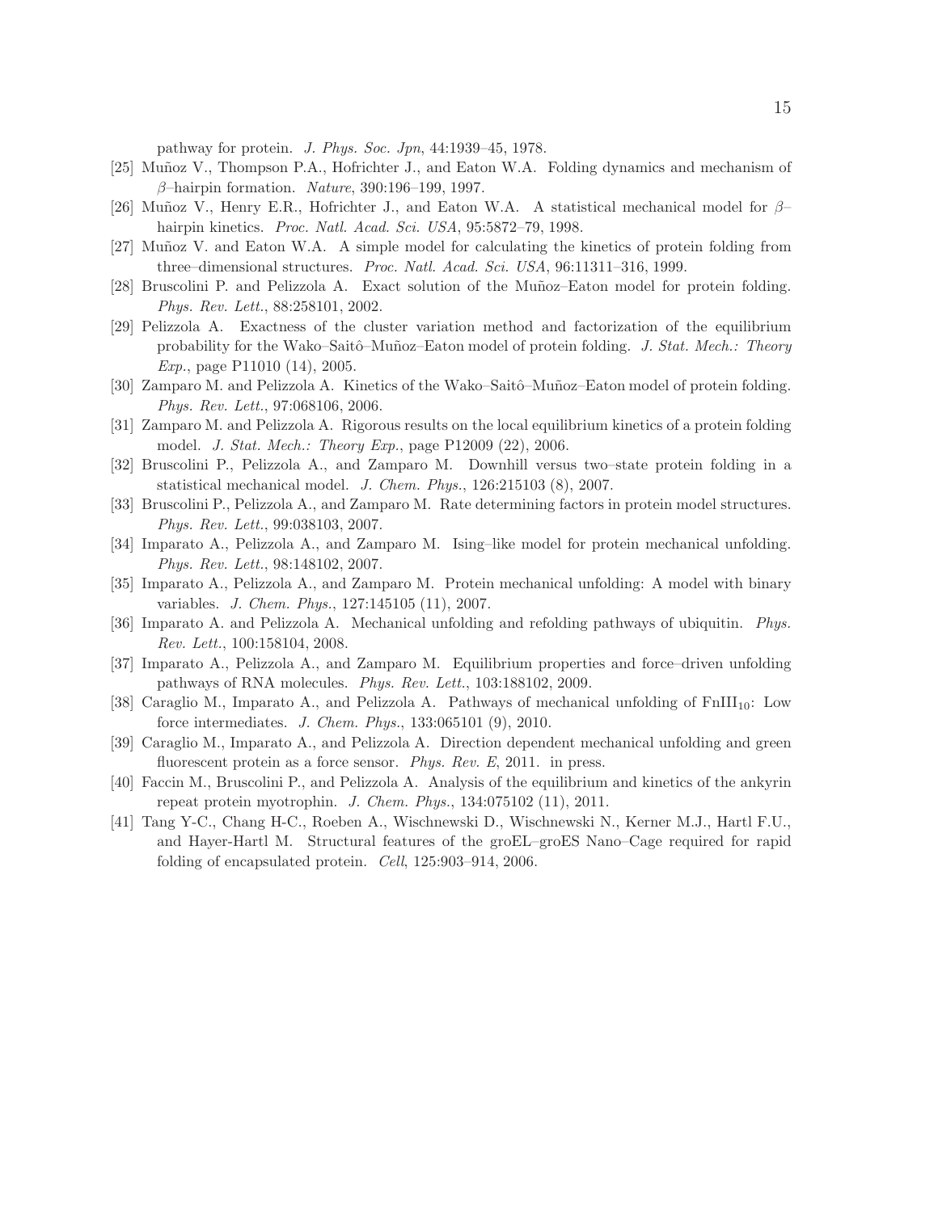pathway for protein. *J. Phys. Soc. Jpn*, 44:1939–45, 1978.

[25] Muñoz V., Thompson P.A., Hofrichter J., and Eaton W.A. Folding dynamics and mechanism of $\beta$–hairpin formation. *Nature*, 390:196–199, 1997.

[26] Muñoz V., Henry E.R., Hofrichter J., and Eaton W.A. A statistical mechanical model for $\beta$–hairpin kinetics. *Proc. Natl. Acad. Sci. USA*, 95:5872–79, 1998.

[27] Muñoz V. and Eaton W.A. A simple model for calculating the kinetics of protein folding from three–dimensional structures. *Proc. Natl. Acad. Sci. USA*, 96:11311–316, 1999.

[28] Bruscolini P. and Pelizzola A. Exact solution of the Muñoz–Eaton model for protein folding. *Phys. Rev. Lett.*, 88:258101, 2002.

[29] Pelizzola A. Exactness of the cluster variation method and factorization of the equilibrium probability for the Wako–Saitô–Muñoz–Eaton model of protein folding. *J. Stat. Mech.: Theory Exp.*, page P11010 (14), 2005.

[30] Zamparo M. and Pelizzola A. Kinetics of the Wako–Saitô–Muñoz–Eaton model of protein folding. *Phys. Rev. Lett.*, 97:068106, 2006.

[31] Zamparo M. and Pelizzola A. Rigorous results on the local equilibrium kinetics of a protein folding model. *J. Stat. Mech.: Theory Exp.*, page P12009 (22), 2006.

[32] Bruscolini P., Pelizzola A., and Zamparo M. Downhill versus two–state protein folding in a statistical mechanical model. *J. Chem. Phys.*, 126:215103 (8), 2007.

[33] Bruscolini P., Pelizzola A., and Zamparo M. Rate determining factors in protein model structures. *Phys. Rev. Lett.*, 99:038103, 2007.

[34] Imparato A., Pelizzola A., and Zamparo M. Ising–like model for protein mechanical unfolding. *Phys. Rev. Lett.*, 98:148102, 2007.

[35] Imparato A., Pelizzola A., and Zamparo M. Protein mechanical unfolding: A model with binary variables. *J. Chem. Phys.*, 127:145105 (11), 2007.

[36] Imparato A. and Pelizzola A. Mechanical unfolding and refolding pathways of ubiquitin. *Phys. Rev. Lett.*, 100:158104, 2008.

[37] Imparato A., Pelizzola A., and Zamparo M. Equilibrium properties and force–driven unfolding pathways of RNA molecules. *Phys. Rev. Lett.*, 103:188102, 2009.

[38] Caraglio M., Imparato A., and Pelizzola A. Pathways of mechanical unfolding of $\mathrm{FnIII}_{10}$: Low force intermediates. *J. Chem. Phys.*, 133:065101 (9), 2010.

[39] Caraglio M., Imparato A., and Pelizzola A. Direction dependent mechanical unfolding and green fluorescent protein as a force sensor. *Phys. Rev. E*, 2011. in press.

[40] Faccin M., Bruscolini P., and Pelizzola A. Analysis of the equilibrium and kinetics of the ankyrin repeat protein myotrophin. *J. Chem. Phys.*, 134:075102 (11), 2011.

[41] Tang Y-C., Chang H-C., Roeben A., Wischnewski D., Wischnewski N., Kerner M.J., Hartl F.U., and Hayer-Hartl M. Structural features of the groEL–groES Nano–Cage required for rapid folding of encapsulated protein. *Cell*, 125:903–914, 2006.